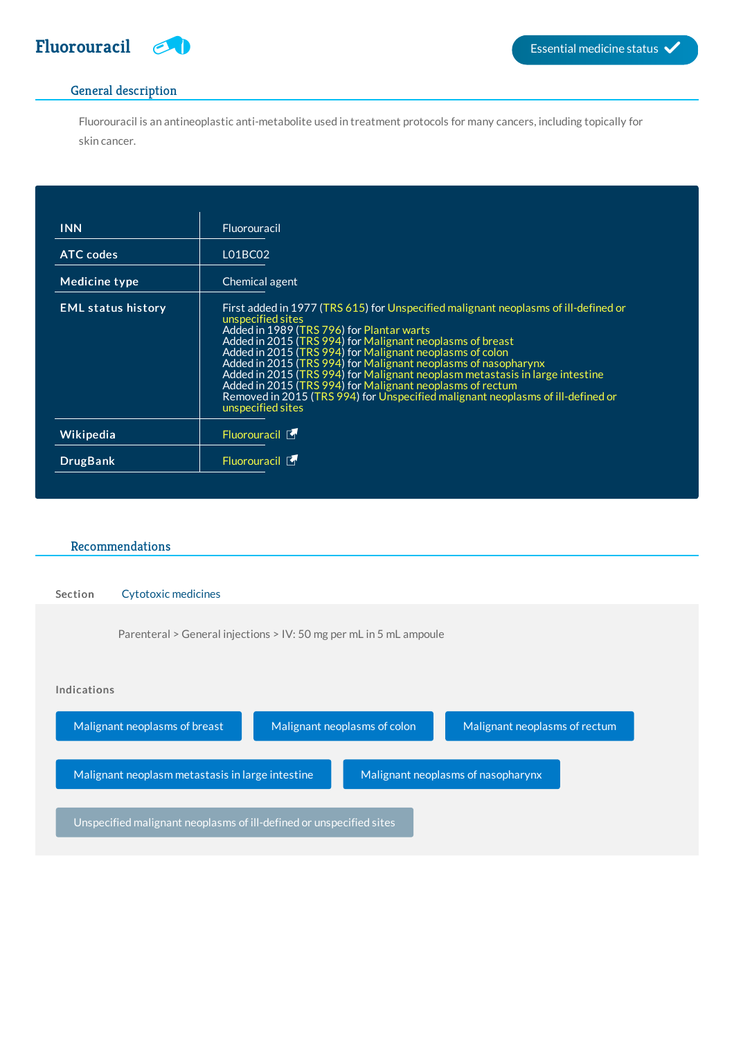# Fluorouracil

Essential medicine status ✓

## General description

Fluorouracil is an antineoplastic anti-metabolite used in treatment protocols for many cancers, including topically for skin cancer.

| | |
|---|---|
| **INN** | Fluorouracil |
| **ATC codes** | L01BC02 |
| **Medicine type** | Chemical agent |
| **EML status history** | First added in 1977 (TRS 615) for Unspecified malignant neoplasms of ill-defined or unspecified sites<br>Added in 1989 (TRS 796) for Plantar warts<br>Added in 2015 (TRS 994) for Malignant neoplasms of breast<br>Added in 2015 (TRS 994) for Malignant neoplasms of colon<br>Added in 2015 (TRS 994) for Malignant neoplasms of nasopharynx<br>Added in 2015 (TRS 994) for Malignant neoplasm metastasis in large intestine<br>Added in 2015 (TRS 994) for Malignant neoplasms of rectum<br>Removed in 2015 (TRS 994) for Unspecified malignant neoplasms of ill-defined or unspecified sites |
| **Wikipedia** | Fluorouracil |
| **DrugBank** | Fluorouracil |

## Recommendations

**Section** Cytotoxic medicines

Parenteral > General injections > IV: 50 mg per mL in 5 mL ampoule

**Indications**

- Malignant neoplasms of breast
- Malignant neoplasms of colon
- Malignant neoplasms of rectum
- Malignant neoplasm metastasis in large intestine
- Malignant neoplasms of nasopharynx
- Unspecified malignant neoplasms of ill-defined or unspecified sites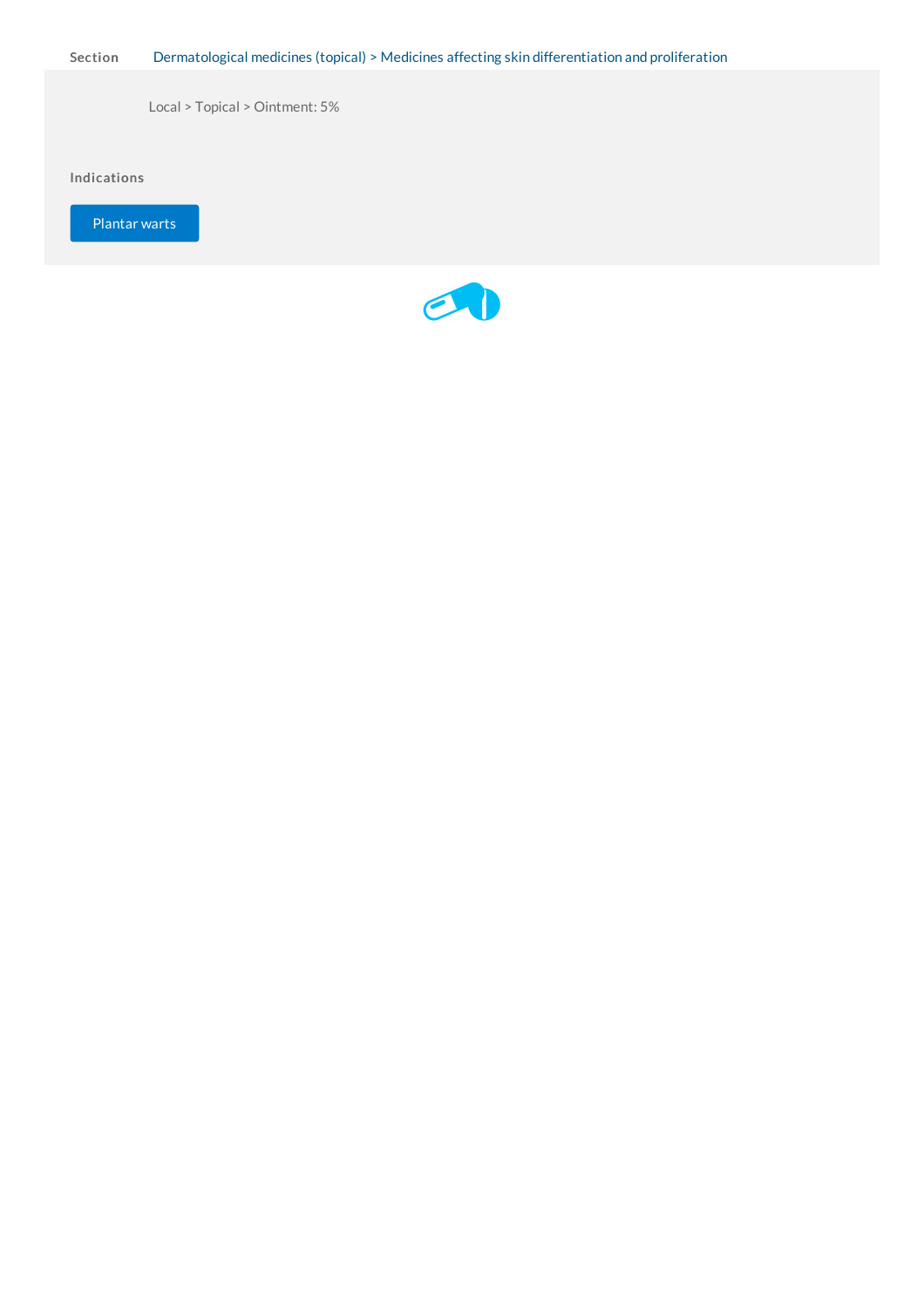**Section** Dermatological medicines (topical) > Medicines affecting skin differentiation and proliferation

Local > Topical > Ointment: 5%

**Indications**

Plantar warts